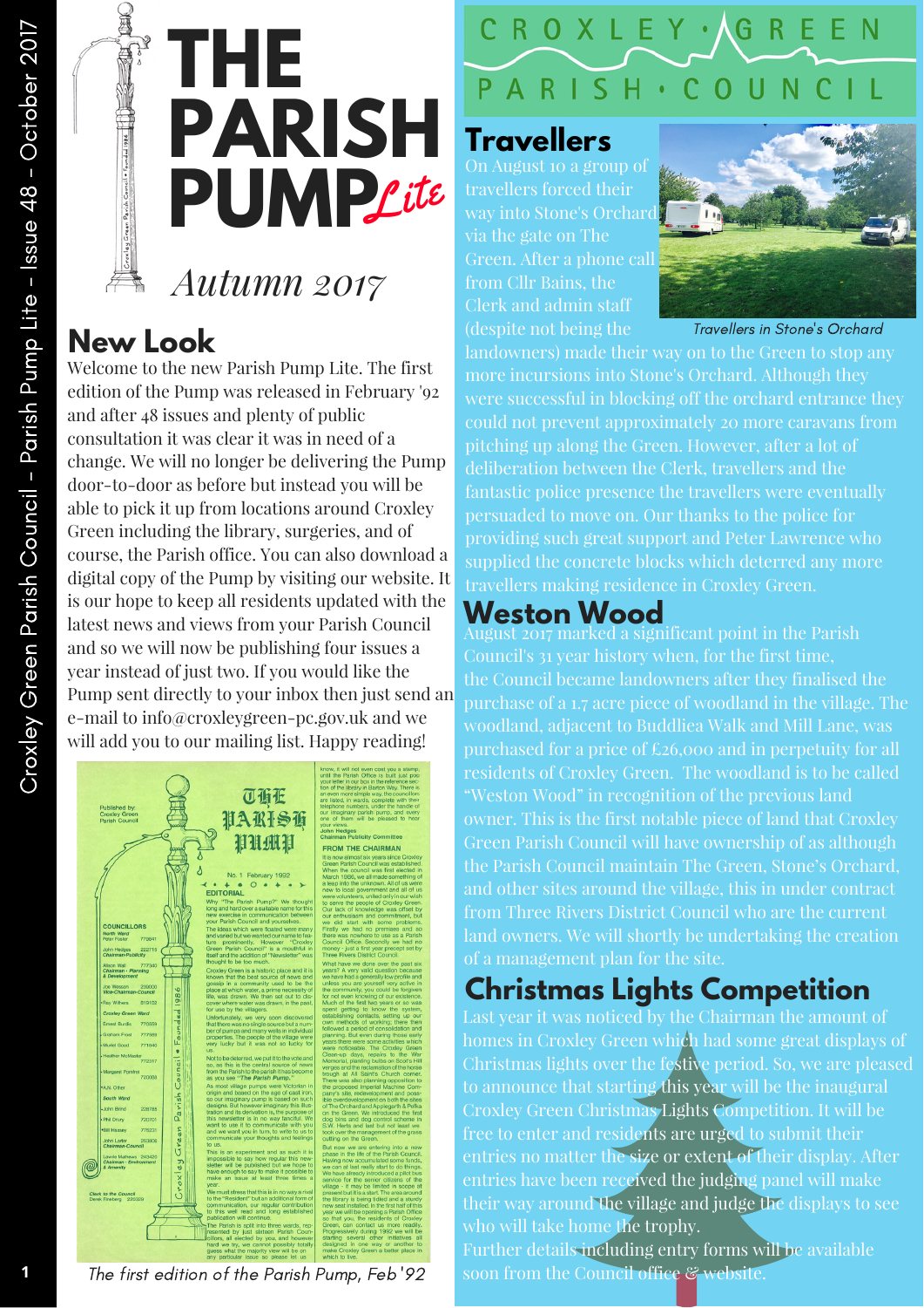# THE PARISH PUMP *Lite*

*Autumn 2017*

CROXLEY GREEN PARISH COUNCIL

## New Look

Welcome to the new Parish Pump Lite. The first edition of the Pump was released in February '92 and after 48 issues and plenty of public consultation it was clear it was in need of a change. We will no longer be delivering the Pump door-to-door as before but instead you will be able to pick it up from locations around Croxley Green including the library, surgeries, and of course, the Parish office. You can also download a digital copy of the Pump by visiting our website. It is our hope to keep all residents updated with the latest news and views from your Parish Council and so we will now be publishing four issues a year instead of just two. If you would like the Pump sent directly to your inbox then just send an e-mail to info@croxleygreen-pc.gov.uk and we will add you to our mailing list. Happy reading!

*The first edition of the Parish Pump, Feb '92*

## Travellers

On August 10 a group of travellers forced their way into Stone's Orchard via the gate on The Green. After a phone call from Cllr Bains, the Clerk and admin staff (despite not being the landowners) made their way on to the Green to stop any more incursions into Stone's Orchard. Although they were successful in blocking off the orchard entrance they could not prevent approximately 20 more caravans from pitching up along the Green. However, after a lot of deliberation between the Clerk, travellers and the fantastic police presence the travellers were eventually persuaded to move on. Our thanks to the police for providing such great support and Peter Lawrence who supplied the concrete blocks which deterred any more travellers making residence in Croxley Green.

*Travellers in Stone's Orchard*

## Weston Wood

August 2017 marked a significant point in the Parish Council's 31 year history when, for the first time, the Council became landowners after they finalised the purchase of a 1.7 acre piece of woodland in the village. The woodland, adjacent to Buddliea Walk and Mill Lane, was purchased for a price of £26,000 and in perpetuity for all residents of Croxley Green. The woodland is to be called "Weston Wood" in recognition of the previous land owner. This is the first notable piece of land that Croxley Green Parish Council will have ownership of as although the Parish Council maintain The Green, Stone's Orchard, and other sites around the village, this in under contract from Three Rivers District Council who are the current land owners. We will shortly be undertaking the creation of a management plan for the site.

## Christmas Lights Competition

Last year it was noticed by the Chairman the amount of homes in Croxley Green which had some great displays of Christmas lights over the festive period. So, we are pleased to announce that starting this year will be the inaugural Croxley Green Christmas Lights Competition. It will be free to enter and residents are urged to submit their entries no matter the size or extent of their display. After entries have been received the judging panel will make their way around the village and judge the displays to see who will take home the trophy.

Further details including entry forms will be available soon from the Council office & website.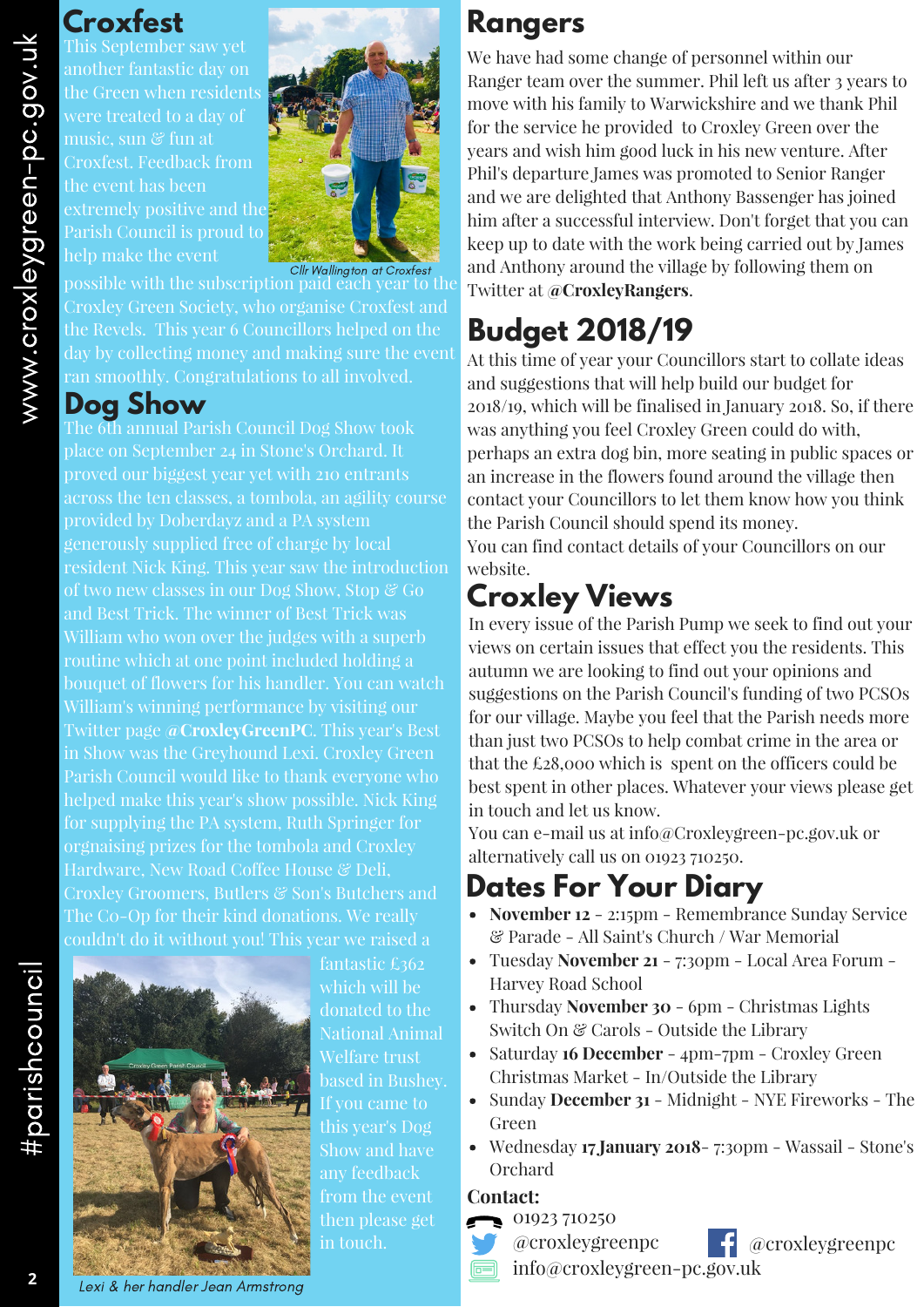## Croxfest

This September saw yet another fantastic day on the Green when residents were treated to a day of music, sun & fun at Croxfest. Feedback from the event has been extremely positive and the Parish Council is proud to help make the event possible with the subscription paid each year to the Croxley Green Society, who organise Croxfest and the Revels. This year 6 Councillors helped on the day by collecting money and making sure the event ran smoothly. Congratulations to all involved.

*Cllr Wallington at Croxfest*

## Dog Show

The 6th annual Parish Council Dog Show took place on September 24 in Stone's Orchard. It proved our biggest year yet with 210 entrants across the ten classes, a tombola, an agility course provided by Doberdayz and a PA system generously supplied free of charge by local resident Nick King. This year saw the introduction of two new classes in our Dog Show, Stop & Go and Best Trick. The winner of Best Trick was William who won over the judges with a superb routine which at one point included holding a bouquet of flowers for his handler. You can watch William's winning performance by visiting our Twitter page **@CroxleyGreenPC**. This year's Best in Show was the Greyhound Lexi. Croxley Green Parish Council would like to thank everyone who helped make this year's show possible. Nick King for supplying the PA system, Ruth Springer for orgnaising prizes for the tombola and Croxley Hardware, New Road Coffee House & Deli, Croxley Groomers, Butlers & Son's Butchers and The Co-Op for their kind donations. We really couldn't do it without you! This year we raised a fantastic £362 which will be donated to the National Animal Welfare trust based in Bushey. If you came to this year's Dog Show and have any feedback from the event then please get in touch.

*Lexi & her handler Jean Armstrong*

## Rangers

We have had some change of personnel within our Ranger team over the summer. Phil left us after 3 years to move with his family to Warwickshire and we thank Phil for the service he provided to Croxley Green over the years and wish him good luck in his new venture. After Phil's departure James was promoted to Senior Ranger and we are delighted that Anthony Bassenger has joined him after a successful interview. Don't forget that you can keep up to date with the work being carried out by James and Anthony around the village by following them on Twitter at **@CroxleyRangers**.

## Budget 2018/19

At this time of year your Councillors start to collate ideas and suggestions that will help build our budget for 2018/19, which will be finalised in January 2018. So, if there was anything you feel Croxley Green could do with, perhaps an extra dog bin, more seating in public spaces or an increase in the flowers found around the village then contact your Councillors to let them know how you think the Parish Council should spend its money.

You can find contact details of your Councillors on our website.

## Croxley Views

In every issue of the Parish Pump we seek to find out your views on certain issues that effect you the residents. This autumn we are looking to find out your opinions and suggestions on the Parish Council's funding of two PCSOs for our village. Maybe you feel that the Parish needs more than just two PCSOs to help combat crime in the area or that the £28,000 which is spent on the officers could be best spent in other places. Whatever your views please get in touch and let us know.

You can e-mail us at info@Croxleygreen-pc.gov.uk or alternatively call us on 01923 710250.

## Dates For Your Diary

- **November 12** - 2:15pm - Remembrance Sunday Service & Parade - All Saint's Church / War Memorial
- Tuesday **November 21** - 7:30pm - Local Area Forum - Harvey Road School
- Thursday **November 30** - 6pm - Christmas Lights Switch On & Carols - Outside the Library
- Saturday **16 December** - 4pm-7pm - Croxley Green Christmas Market - In/Outside the Library
- Sunday **December 31** - Midnight - NYE Fireworks - The Green
- Wednesday **17 January 2018**- 7:30pm - Wassail - Stone's Orchard

**Contact:**

01923 710250

@croxleygreenpc

@croxleygreenpc

info@croxleygreen-pc.gov.uk